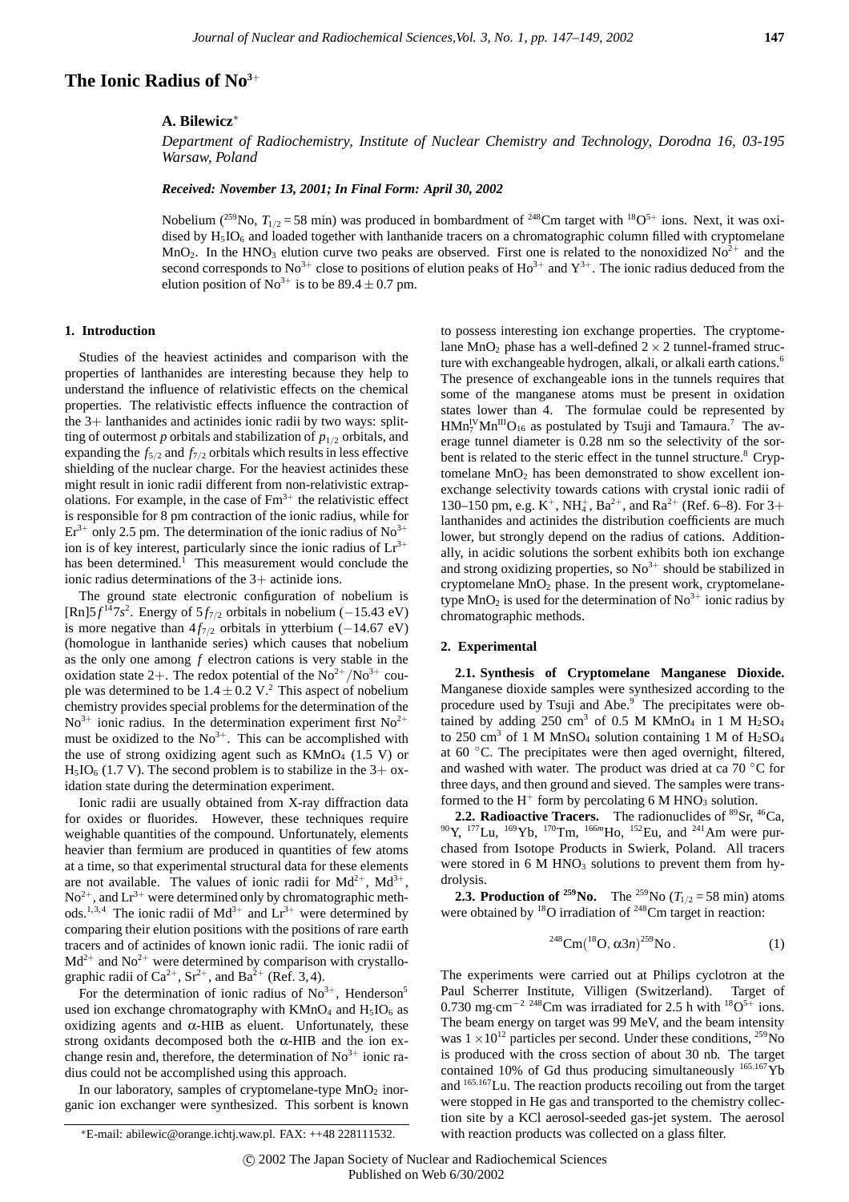# The Ionic Radius of $No^{3+}$

**A. Bilewicz***

*Department of Radiochemistry, Institute of Nuclear Chemistry and Technology, Dorodna 16, 03-195 Warsaw, Poland*

***Received: November 13, 2001; In Final Form: April 30, 2002***

Nobelium ($^{259}$No, $T_{1/2} = 58$ min) was produced in bombardment of $^{248}$Cm target with $^{18}O^{5+}$ ions. Next, it was oxidised by $H_5IO_6$ and loaded together with lanthanide tracers on a chromatographic column filled with cryptomelane $MnO_2$. In the $HNO_3$ elution curve two peaks are observed. First one is related to the nonoxidized $No^{2+}$ and the second corresponds to $No^{3+}$ close to positions of elution peaks of $Ho^{3+}$ and $Y^{3+}$. The ionic radius deduced from the elution position of $No^{3+}$ is to be $89.4 \pm 0.7$ pm.

## 1. Introduction

Studies of the heaviest actinides and comparison with the properties of lanthanides are interesting because they help to understand the influence of relativistic effects on the chemical properties. The relativistic effects influence the contraction of the 3+ lanthanides and actinides ionic radii by two ways: splitting of outermost *p* orbitals and stabilization of $p_{1/2}$ orbitals, and expanding the $f_{5/2}$ and $f_{7/2}$ orbitals which results in less effective shielding of the nuclear charge. For the heaviest actinides these might result in ionic radii different from non-relativistic extrapolations. For example, in the case of $Fm^{3+}$ the relativistic effect is responsible for 8 pm contraction of the ionic radius, while for $Er^{3+}$ only 2.5 pm. The determination of the ionic radius of $No^{3+}$ ion is of key interest, particularly since the ionic radius of $Lr^{3+}$ has been determined.[1] This measurement would conclude the ionic radius determinations of the 3+ actinide ions.

The ground state electronic configuration of nobelium is $[Rn]5f^{14}7s^2$. Energy of $5f_{7/2}$ orbitals in nobelium ($-15.43$ eV) is more negative than $4f_{7/2}$ orbitals in ytterbium ($-14.67$ eV) (homologue in lanthanide series) which causes that nobelium as the only one among *f* electron cations is very stable in the oxidation state 2+. The redox potential of the $No^{2+}/No^{3+}$ couple was determined to be $1.4 \pm 0.2$ V.[2] This aspect of nobelium chemistry provides special problems for the determination of the $No^{3+}$ ionic radius. In the determination experiment first $No^{2+}$ must be oxidized to the $No^{3+}$. This can be accomplished with the use of strong oxidizing agent such as $KMnO_4$ (1.5 V) or $H_5IO_6$ (1.7 V). The second problem is to stabilize in the 3+ oxidation state during the determination experiment.

Ionic radii are usually obtained from X-ray diffraction data for oxides or fluorides. However, these techniques require weighable quantities of the compound. Unfortunately, elements heavier than fermium are produced in quantities of few atoms at a time, so that experimental structural data for these elements are not available. The values of ionic radii for $Md^{2+}$, $Md^{3+}$, $No^{2+}$, and $Lr^{3+}$ were determined only by chromatographic methods.[1,3,4] The ionic radii of $Md^{3+}$ and $Lr^{3+}$ were determined by comparing their elution positions with the positions of rare earth tracers and of actinides of known ionic radii. The ionic radii of $Md^{2+}$ and $No^{2+}$ were determined by comparison with crystallographic radii of $Ca^{2+}$, $Sr^{2+}$, and $Ba^{2+}$ (Ref. 3, 4).

For the determination of ionic radius of $No^{3+}$, Henderson[5] used ion exchange chromatography with $KMnO_4$ and $H_5IO_6$ as oxidizing agents and α-HIB as eluent. Unfortunately, these strong oxidants decomposed both the α-HIB and the ion exchange resin and, therefore, the determination of $No^{3+}$ ionic radius could not be accomplished using this approach.

In our laboratory, samples of cryptomelane-type $MnO_2$ inorganic ion exchanger were synthesized. This sorbent is known to possess interesting ion exchange properties. The cryptomelane $MnO_2$ phase has a well-defined $2 \times 2$ tunnel-framed structure with exchangeable hydrogen, alkali, or alkali earth cations.[6] The presence of exchangeable ions in the tunnels requires that some of the manganese atoms must be present in oxidation states lower than 4. The formulae could be represented by $HMn^{IV}_7Mn^{III}O_{16}$ as postulated by Tsuji and Tamaura.[7] The average tunnel diameter is 0.28 nm so the selectivity of the sorbent is related to the steric effect in the tunnel structure.[8] Cryptomelane $MnO_2$ has been demonstrated to show excellent ion-exchange selectivity towards cations with crystal ionic radii of 130–150 pm, e.g. $K^+$, $NH_4^+$, $Ba^{2+}$, and $Ra^{2+}$ (Ref. 6–8). For 3+ lanthanides and actinides the distribution coefficients are much lower, but strongly depend on the radius of cations. Additionally, in acidic solutions the sorbent exhibits both ion exchange and strong oxidizing properties, so $No^{3+}$ should be stabilized in cryptomelane $MnO_2$ phase. In the present work, cryptomelane-type $MnO_2$ is used for the determination of $No^{3+}$ ionic radius by chromatographic methods.

## 2. Experimental

**2.1. Synthesis of Cryptomelane Manganese Dioxide.** Manganese dioxide samples were synthesized according to the procedure used by Tsuji and Abe.[9] The precipitates were obtained by adding 250 $cm^3$ of 0.5 M $KMnO_4$ in 1 M $H_2SO_4$ to 250 $cm^3$ of 1 M $MnSO_4$ solution containing 1 M of $H_2SO_4$ at 60 °C. The precipitates were then aged overnight, filtered, and washed with water. The product was dried at ca 70 °C for three days, and then ground and sieved. The samples were transformed to the $H^+$ form by percolating 6 M $HNO_3$ solution.

**2.2. Radioactive Tracers.** The radionuclides of $^{89}$Sr, $^{46}$Ca, $^{90}$Y, $^{177}$Lu, $^{169}$Yb, $^{170}$Tm, $^{166m}$Ho, $^{152}$Eu, and $^{241}$Am were purchased from Isotope Products in Swierk, Poland. All tracers were stored in 6 M $HNO_3$ solutions to prevent them from hydrolysis.

**2.3. Production of $^{259}$No.** The $^{259}$No ($T_{1/2} = 58$ min) atoms were obtained by $^{18}$O irradiation of $^{248}$Cm target in reaction:

$$^{248}\mathrm{Cm}(^{18}\mathrm{O}, \alpha 3n)^{259}\mathrm{No}. \tag{1}$$

The experiments were carried out at Philips cyclotron at the Paul Scherrer Institute, Villigen (Switzerland). Target of 0.730 mg·$cm^{-2}$ $^{248}$Cm was irradiated for 2.5 h with $^{18}O^{5+}$ ions. The beam energy on target was 99 MeV, and the beam intensity was $1 \times 10^{12}$ particles per second. Under these conditions, $^{259}$No is produced with the cross section of about 30 nb. The target contained 10% of Gd thus producing simultaneously $^{165.167}$Yb and $^{165.167}$Lu. The reaction products recoiling out from the target were stopped in He gas and transported to the chemistry collection site by a KCl aerosol-seeded gas-jet system. The aerosol with reaction products was collected on a glass filter.

*E-mail: abilewic@orange.ichtj.waw.pl. FAX: ++48 228111532.

© 2002 The Japan Society of Nuclear and Radiochemical Sciences
Published on Web 6/30/2002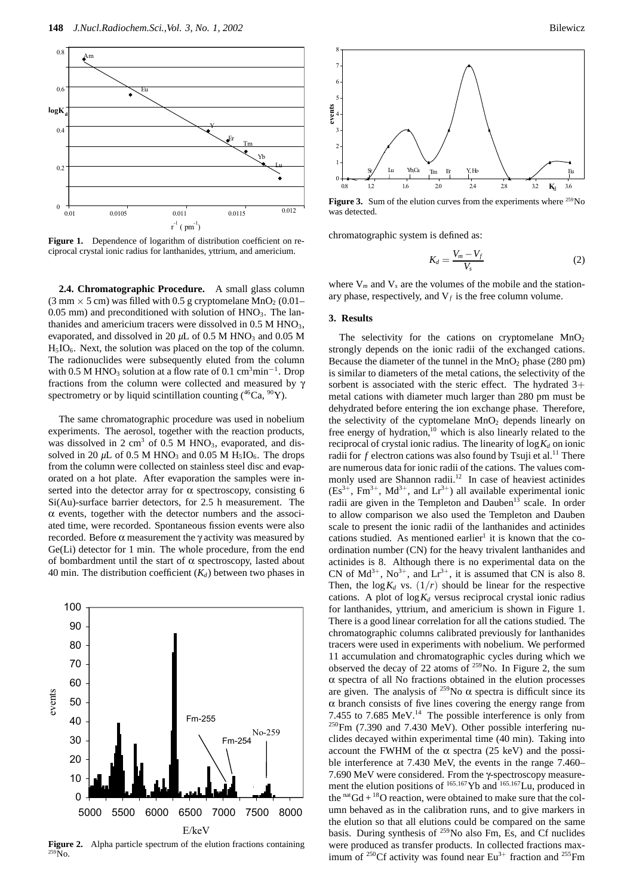**Figure 1.** Dependence of logarithm of distribution coefficient on reciprocal crystal ionic radius for lanthanides, yttrium, and americium.

**2.4. Chromatographic Procedure.** A small glass column (3 mm × 5 cm) was filled with 0.5 g cryptomelane $MnO_2$ (0.01–0.05 mm) and preconditioned with solution of $HNO_3$. The lanthanides and americium tracers were dissolved in 0.5 M $HNO_3$, evaporated, and dissolved in 20 $\mu$L of 0.5 M $HNO_3$ and 0.05 M $H_5IO_6$. Next, the solution was placed on the top of the column. The radionuclides were subsequently eluted from the column with 0.5 M $HNO_3$ solution at a flow rate of 0.1 $cm^3min^{-1}$. Drop fractions from the column were collected and measured by γ spectrometry or by liquid scintillation counting ($^{46}$Ca, $^{90}$Y).

The same chromatographic procedure was used in nobelium experiments. The aerosol, together with the reaction products, was dissolved in 2 $cm^3$ of 0.5 M $HNO_3$, evaporated, and dissolved in 20 $\mu$L of 0.5 M $HNO_3$ and 0.05 M $H_5IO_6$. The drops from the column were collected on stainless steel disc and evaporated on a hot plate. After evaporation the samples were inserted into the detector array for α spectroscopy, consisting 6 Si(Au)-surface barrier detectors, for 2.5 h measurement. The α events, together with the detector numbers and the associated time, were recorded. Spontaneous fission events were also recorded. Before α measurement the γ activity was measured by Ge(Li) detector for 1 min. The whole procedure, from the end of bombardment until the start of α spectroscopy, lasted about 40 min. The distribution coefficient ($K_d$) between two phases in chromatographic system is defined as:

$$K_d = \frac{V_m - V_f}{V_s} \tag{2}$$

where $V_m$ and $V_s$ are the volumes of the mobile and the stationary phase, respectively, and $V_f$ is the free column volume.

**Figure 2.** Alpha particle spectrum of the elution fractions containing $^{259}$No.

**Figure 3.** Sum of the elution curves from the experiments where $^{259}$No was detected.

## 3. Results

The selectivity for the cations on cryptomelane $MnO_2$ strongly depends on the ionic radii of the exchanged cations. Because the diameter of the tunnel in the $MnO_2$ phase (280 pm) is similar to diameters of the metal cations, the selectivity of the sorbent is associated with the steric effect. The hydrated 3+ metal cations with diameter much larger than 280 pm must be dehydrated before entering the ion exchange phase. Therefore, the selectivity of the cyptomelane $MnO_2$ depends linearly on free energy of hydration,[10] which is also linearly related to the reciprocal of crystal ionic radius. The linearity of $\log K_d$ on ionic radii for $f$ electron cations was also found by Tsuji et al.[11] There are numerous data for ionic radii of the cations. The values commonly used are Shannon radii.[12] In case of heaviest actinides ($Es^{3+}$, $Fm^{3+}$, $Md^{3+}$, and $Lr^{3+}$) all available experimental ionic radii are given in the Templeton and Dauben[13] scale. In order to allow comparison we also used the Templeton and Dauben scale to present the ionic radii of the lanthanides and actinides cations studied. As mentioned earlier[1] it is known that the coordination number (CN) for the heavy trivalent lanthanides and actinides is 8. Although there is no experimental data on the CN of $Md^{3+}$, $No^{3+}$, and $Lr^{3+}$, it is assumed that CN is also 8. Then, the $\log K_d$ vs. $(1/r)$ should be linear for the respective cations. A plot of $\log K_d$ versus reciprocal crystal ionic radius for lanthanides, yttrium, and americium is shown in Figure 1. There is a good linear correlation for all the cations studied. The chromatographic columns calibrated previously for lanthanides tracers were used in experiments with nobelium. We performed 11 accumulation and chromatographic cycles during which we observed the decay of 22 atoms of $^{259}$No. In Figure 2, the sum α spectra of all No fractions obtained in the elution processes are given. The analysis of $^{259}$No α spectra is difficult since its α branch consists of five lines covering the energy range from 7.455 to 7.685 MeV.[14] The possible interference is only from $^{250}$Fm (7.390 and 7.430 MeV). Other possible interfering nuclides decayed within experimental time (40 min). Taking into account the FWHM of the α spectra (25 keV) and the possible interference at 7.430 MeV, the events in the range 7.460–7.690 MeV were considered. From the γ-spectroscopy measurement the elution positions of $^{165,167}$Yb and $^{165,167}$Lu, produced in the $^{nat}$Gd + $^{18}$O reaction, were obtained to make sure that the column behaved as in the calibration runs, and to give markers in the elution so that all elutions could be compared on the same basis. During synthesis of $^{259}$No also Fm, Es, and Cf nuclides were produced as transfer products. In collected fractions maximum of $^{250}$Cf activity was found near $Eu^{3+}$ fraction and $^{255}$Fm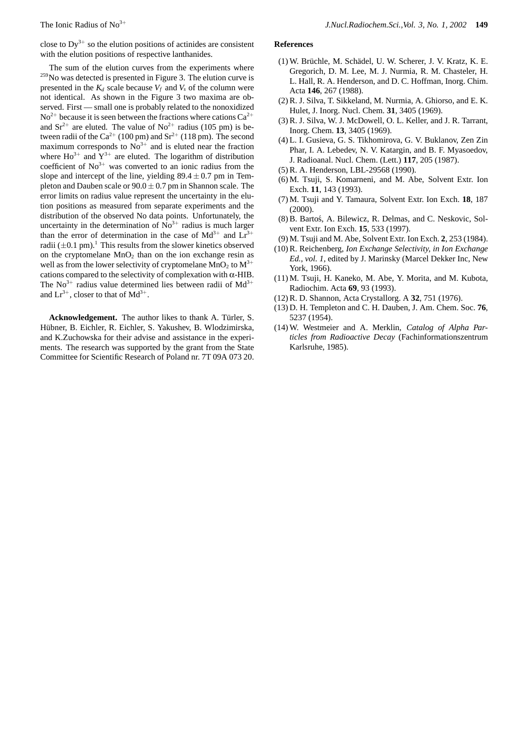close to $Dy^{3+}$ so the elution positions of actinides are consistent with the elution positions of respective lanthanides.

The sum of the elution curves from the experiments where $^{259}$No was detected is presented in Figure 3. The elution curve is presented in the $K_d$ scale because $V_f$ and $V_s$ of the column were not identical. As shown in the Figure 3 two maxima are observed. First — small one is probably related to the nonoxidized $No^{2+}$ because it is seen between the fractions where cations $Ca^{2+}$ and $Sr^{2+}$ are eluted. The value of $No^{2+}$ radius (105 pm) is between radii of the $Ca^{2+}$ (100 pm) and $Sr^{2+}$ (118 pm). The second maximum corresponds to $No^{3+}$ and is eluted near the fraction where $Ho^{3+}$ and $Y^{3+}$ are eluted. The logarithm of distribution coefficient of $No^{3+}$ was converted to an ionic radius from the slope and intercept of the line, yielding $89.4 \pm 0.7$ pm in Templeton and Dauben scale or $90.0 \pm 0.7$ pm in Shannon scale. The error limits on radius value represent the uncertainty in the elution positions as measured from separate experiments and the distribution of the observed No data points. Unfortunately, the uncertainty in the determination of $No^{3+}$ radius is much larger than the error of determination in the case of $Md^{3+}$ and $Lr^{3+}$ radii ($\pm$0.1 pm).[1] This results from the slower kinetics observed on the cryptomelane $MnO_2$ than on the ion exchange resin as well as from the lower selectivity of cryptomelane $MnO_2$ to $M^{3+}$ cations compared to the selectivity of complexation with α-HIB. The $No^{3+}$ radius value determined lies between radii of $Md^{3+}$ and $Lr^{3+}$, closer to that of $Md^{3+}$.

**Acknowledgement.** The author likes to thank A. Türler, S. Hübner, B. Eichler, R. Eichler, S. Yakushev, B. Wlodzimirska, and K.Zuchowska for their advise and assistance in the experiments. The research was supported by the grant from the State Committee for Scientific Research of Poland nr. 7T 09A 073 20.

## References

(1) W. Brüchle, M. Schädel, U. W. Scherer, J. V. Kratz, K. E. Gregorich, D. M. Lee, M. J. Nurmia, R. M. Chasteler, H. L. Hall, R. A. Henderson, and D. C. Hoffman, Inorg. Chim. Acta **146**, 267 (1988).

(2) R. J. Silva, T. Sikkeland, M. Nurmia, A. Ghiorso, and E. K. Hulet, J. Inorg. Nucl. Chem. **31**, 3405 (1969).

(3) R. J. Silva, W. J. McDowell, O. L. Keller, and J. R. Tarrant, Inorg. Chem. **13**, 3405 (1969).

(4) L. I. Gusieva, G. S. Tikhomirova, G. V. Buklanov, Zen Zin Phar, I. A. Lebedev, N. V. Katargin, and B. F. Myasoedov, J. Radioanal. Nucl. Chem. (Lett.) **117**, 205 (1987).

(5) R. A. Henderson, LBL-29568 (1990).

(6) M. Tsuji, S. Komarneni, and M. Abe, Solvent Extr. Ion Exch. **11**, 143 (1993).

(7) M. Tsuji and Y. Tamaura, Solvent Extr. Ion Exch. **18**, 187 (2000).

(8) B. Bartoś, A. Bilewicz, R. Delmas, and C. Neskovic, Solvent Extr. Ion Exch. **15**, 533 (1997).

(9) M. Tsuji and M. Abe, Solvent Extr. Ion Exch. **2**, 253 (1984).

(10) R. Reichenberg, *Ion Exchange Selectivity, in Ion Exchange Ed., vol. 1*, edited by J. Marinsky (Marcel Dekker Inc, New York, 1966).

(11) M. Tsuji, H. Kaneko, M. Abe, Y. Morita, and M. Kubota, Radiochim. Acta **69**, 93 (1993).

(12) R. D. Shannon, Acta Crystallorg. A **32**, 751 (1976).

(13) D. H. Templeton and C. H. Dauben, J. Am. Chem. Soc. **76**, 5237 (1954).

(14) W. Westmeier and A. Merklin, *Catalog of Alpha Particles from Radioactive Decay* (Fachinformationszentrum Karlsruhe, 1985).